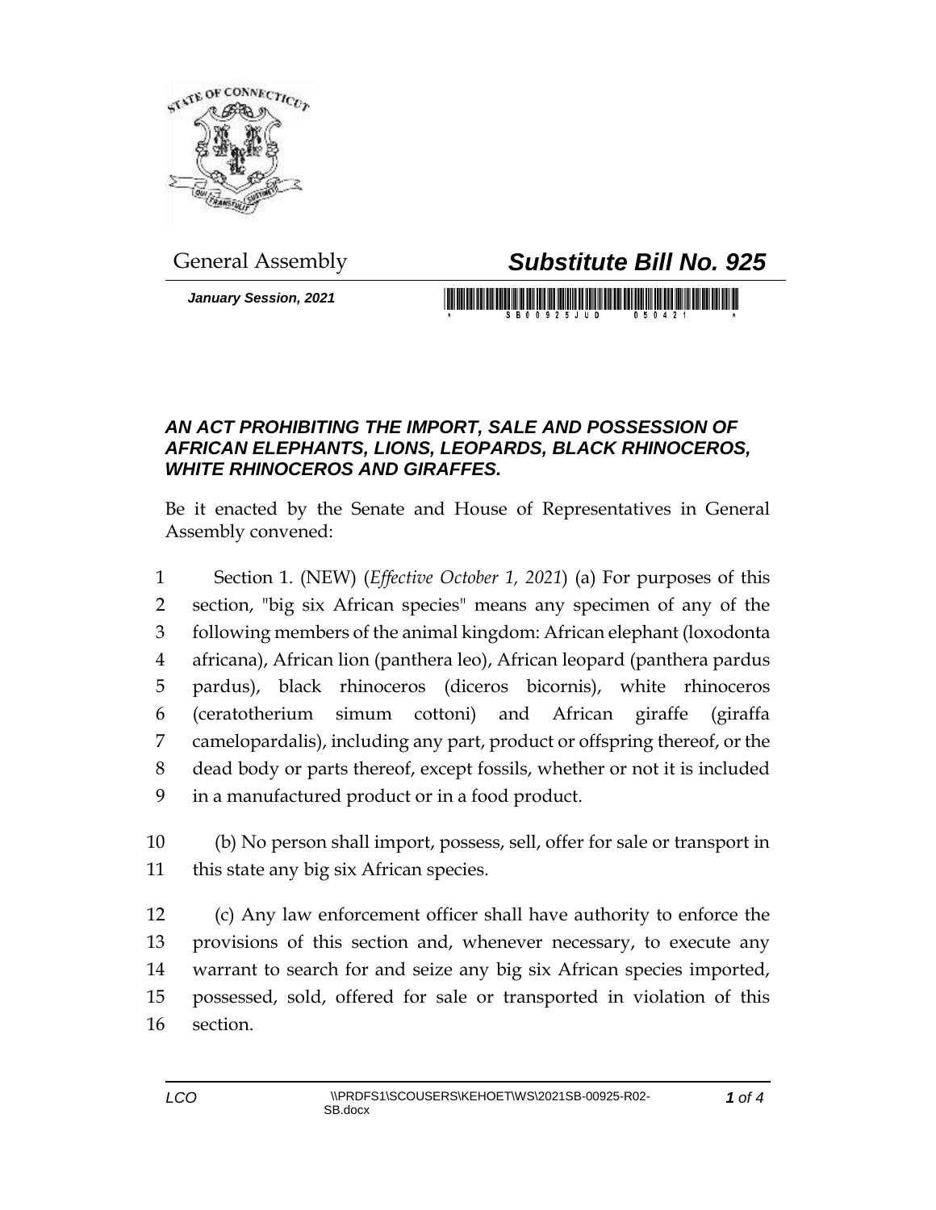General Assembly

# *Substitute Bill No. 925*

***January Session, 2021***

### *AN ACT PROHIBITING THE IMPORT, SALE AND POSSESSION OF AFRICAN ELEPHANTS, LIONS, LEOPARDS, BLACK RHINOCEROS, WHITE RHINOCEROS AND GIRAFFES.*

Be it enacted by the Senate and House of Representatives in General Assembly convened:

Section 1. (NEW) (*Effective October 1, 2021*) (a) For purposes of this section, "big six African species" means any specimen of any of the following members of the animal kingdom: African elephant (loxodonta africana), African lion (panthera leo), African leopard (panthera pardus pardus), black rhinoceros (diceros bicornis), white rhinoceros (ceratotherium simum cottoni) and African giraffe (giraffa camelopardalis), including any part, product or offspring thereof, or the dead body or parts thereof, except fossils, whether or not it is included in a manufactured product or in a food product.

(b) No person shall import, possess, sell, offer for sale or transport in this state any big six African species.

(c) Any law enforcement officer shall have authority to enforce the provisions of this section and, whenever necessary, to execute any warrant to search for and seize any big six African species imported, possessed, sold, offered for sale or transported in violation of this section.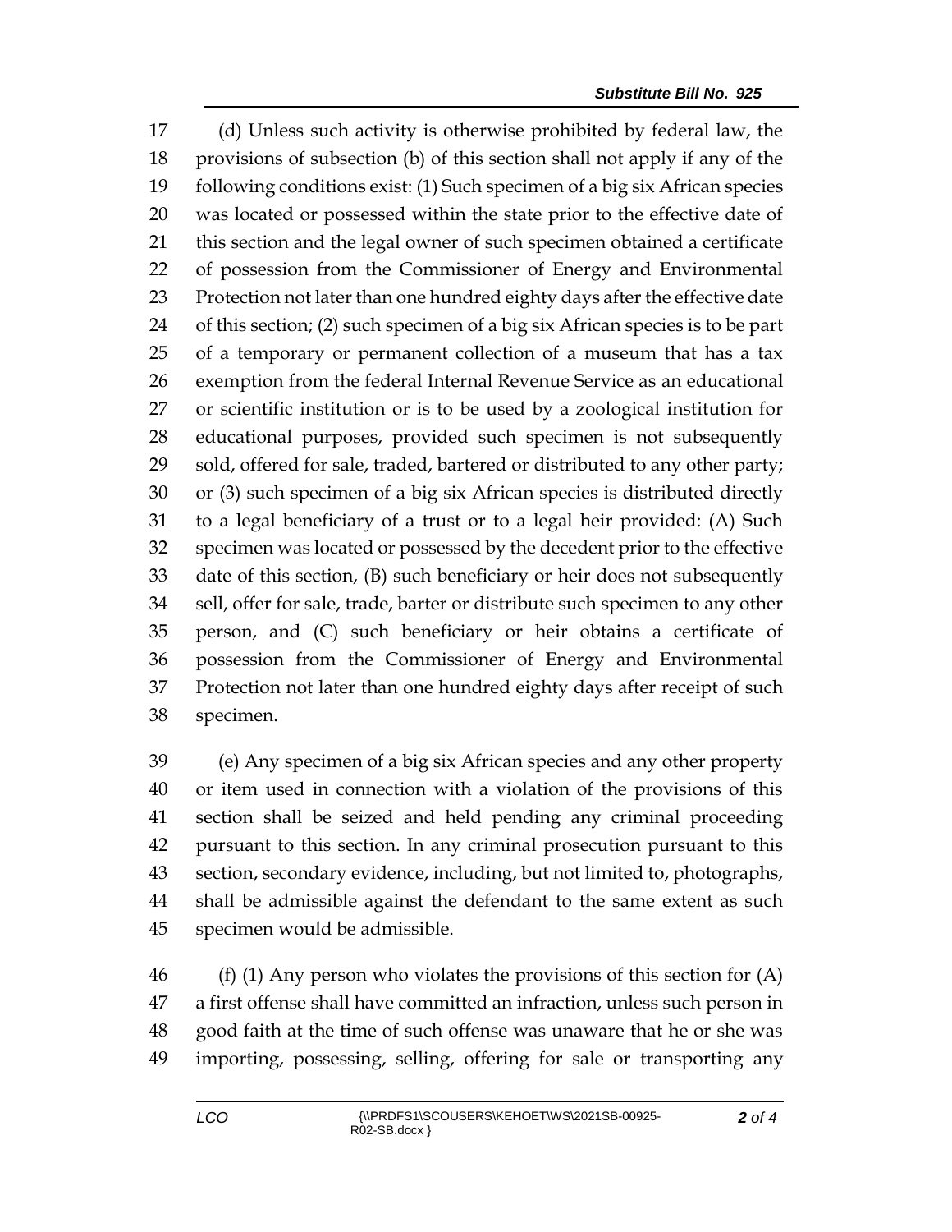(d) Unless such activity is otherwise prohibited by federal law, the provisions of subsection (b) of this section shall not apply if any of the following conditions exist: (1) Such specimen of a big six African species was located or possessed within the state prior to the effective date of this section and the legal owner of such specimen obtained a certificate of possession from the Commissioner of Energy and Environmental Protection not later than one hundred eighty days after the effective date of this section; (2) such specimen of a big six African species is to be part of a temporary or permanent collection of a museum that has a tax exemption from the federal Internal Revenue Service as an educational or scientific institution or is to be used by a zoological institution for educational purposes, provided such specimen is not subsequently sold, offered for sale, traded, bartered or distributed to any other party; or (3) such specimen of a big six African species is distributed directly to a legal beneficiary of a trust or to a legal heir provided: (A) Such specimen was located or possessed by the decedent prior to the effective date of this section, (B) such beneficiary or heir does not subsequently sell, offer for sale, trade, barter or distribute such specimen to any other person, and (C) such beneficiary or heir obtains a certificate of possession from the Commissioner of Energy and Environmental Protection not later than one hundred eighty days after receipt of such specimen.

(e) Any specimen of a big six African species and any other property or item used in connection with a violation of the provisions of this section shall be seized and held pending any criminal proceeding pursuant to this section. In any criminal prosecution pursuant to this section, secondary evidence, including, but not limited to, photographs, shall be admissible against the defendant to the same extent as such specimen would be admissible.

(f) (1) Any person who violates the provisions of this section for (A) a first offense shall have committed an infraction, unless such person in good faith at the time of such offense was unaware that he or she was importing, possessing, selling, offering for sale or transporting any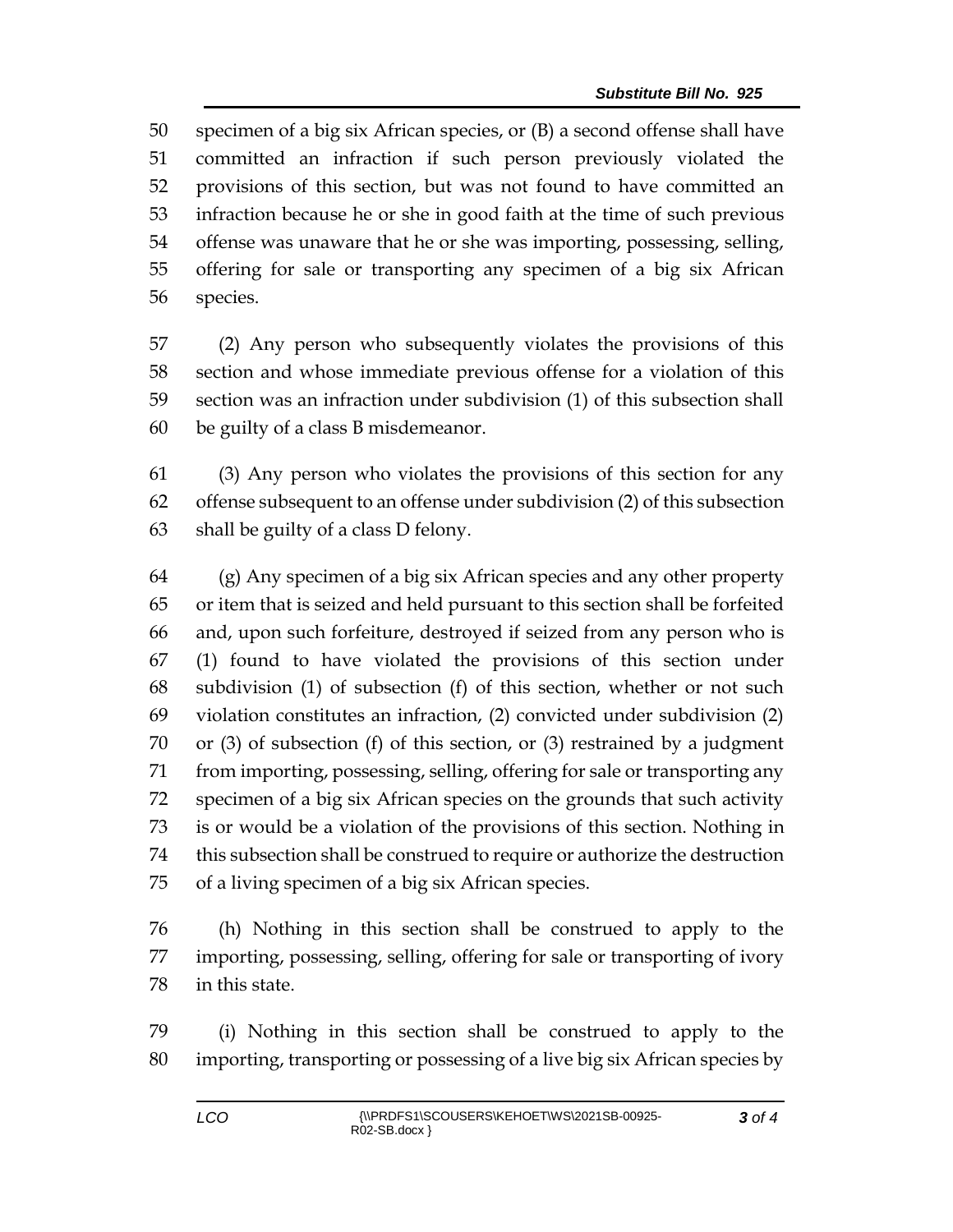specimen of a big six African species, or (B) a second offense shall have committed an infraction if such person previously violated the provisions of this section, but was not found to have committed an infraction because he or she in good faith at the time of such previous offense was unaware that he or she was importing, possessing, selling, offering for sale or transporting any specimen of a big six African species.

(2) Any person who subsequently violates the provisions of this section and whose immediate previous offense for a violation of this section was an infraction under subdivision (1) of this subsection shall be guilty of a class B misdemeanor.

(3) Any person who violates the provisions of this section for any offense subsequent to an offense under subdivision (2) of this subsection shall be guilty of a class D felony.

(g) Any specimen of a big six African species and any other property or item that is seized and held pursuant to this section shall be forfeited and, upon such forfeiture, destroyed if seized from any person who is (1) found to have violated the provisions of this section under subdivision (1) of subsection (f) of this section, whether or not such violation constitutes an infraction, (2) convicted under subdivision (2) or (3) of subsection (f) of this section, or (3) restrained by a judgment from importing, possessing, selling, offering for sale or transporting any specimen of a big six African species on the grounds that such activity is or would be a violation of the provisions of this section. Nothing in this subsection shall be construed to require or authorize the destruction of a living specimen of a big six African species.

(h) Nothing in this section shall be construed to apply to the importing, possessing, selling, offering for sale or transporting of ivory in this state.

(i) Nothing in this section shall be construed to apply to the importing, transporting or possessing of a live big six African species by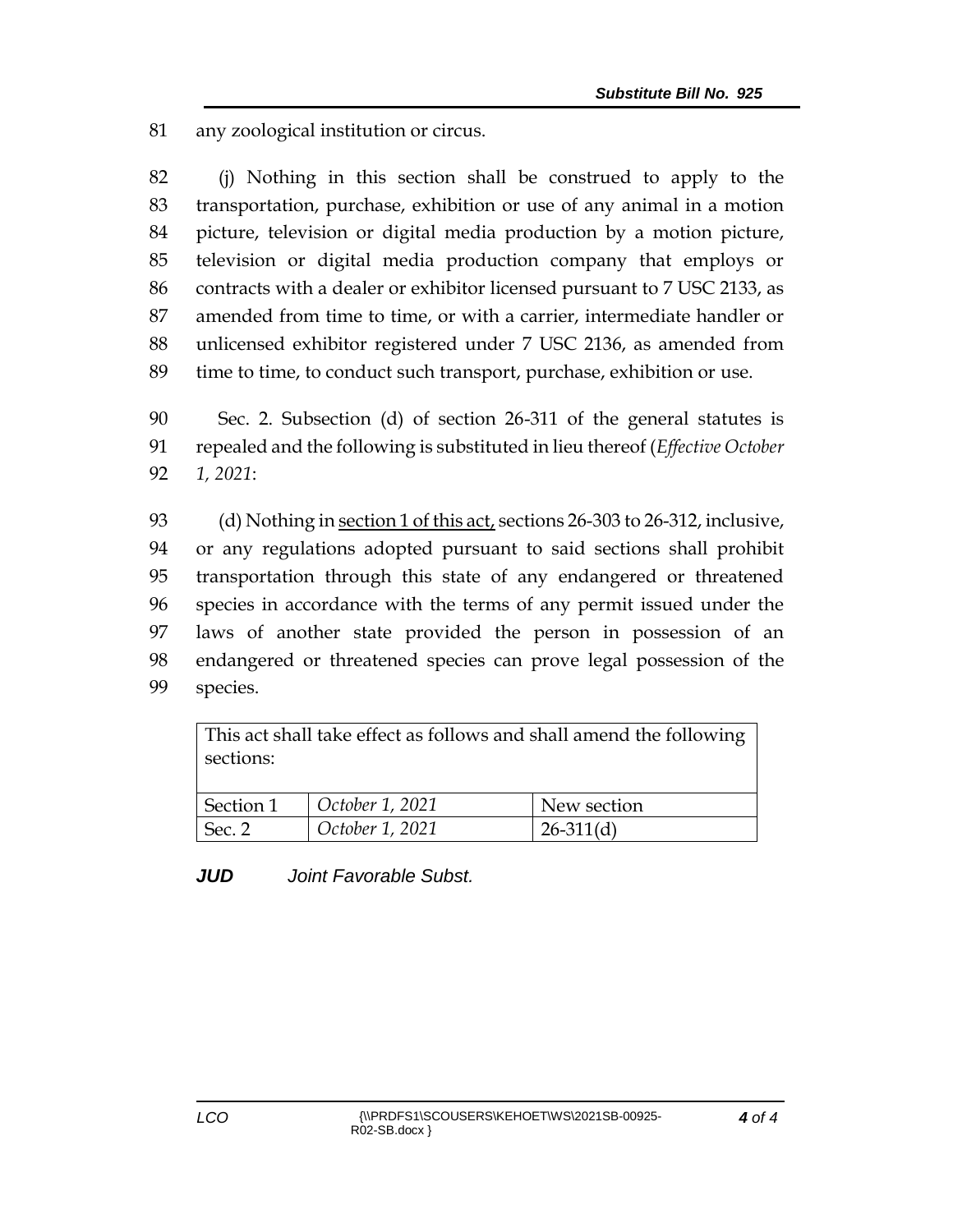81 any zoological institution or circus.

82 (j) Nothing in this section shall be construed to apply to the
83 transportation, purchase, exhibition or use of any animal in a motion
84 picture, television or digital media production by a motion picture,
85 television or digital media production company that employs or
86 contracts with a dealer or exhibitor licensed pursuant to 7 USC 2133, as
87 amended from time to time, or with a carrier, intermediate handler or
88 unlicensed exhibitor registered under 7 USC 2136, as amended from
89 time to time, to conduct such transport, purchase, exhibition or use.

90 Sec. 2. Subsection (d) of section 26-311 of the general statutes is
91 repealed and the following is substituted in lieu thereof (*Effective October*
92 *1, 2021*):

93 (d) Nothing in <u>section 1 of this act,</u> sections 26-303 to 26-312, inclusive,
94 or any regulations adopted pursuant to said sections shall prohibit
95 transportation through this state of any endangered or threatened
96 species in accordance with the terms of any permit issued under the
97 laws of another state provided the person in possession of an
98 endangered or threatened species can prove legal possession of the
99 species.

| This act shall take effect as follows and shall amend the following sections: | | |
|---|---|---|
| Section 1 | *October 1, 2021* | New section |
| Sec. 2 | *October 1, 2021* | 26-311(d) |

***JUD*** *Joint Favorable Subst.*